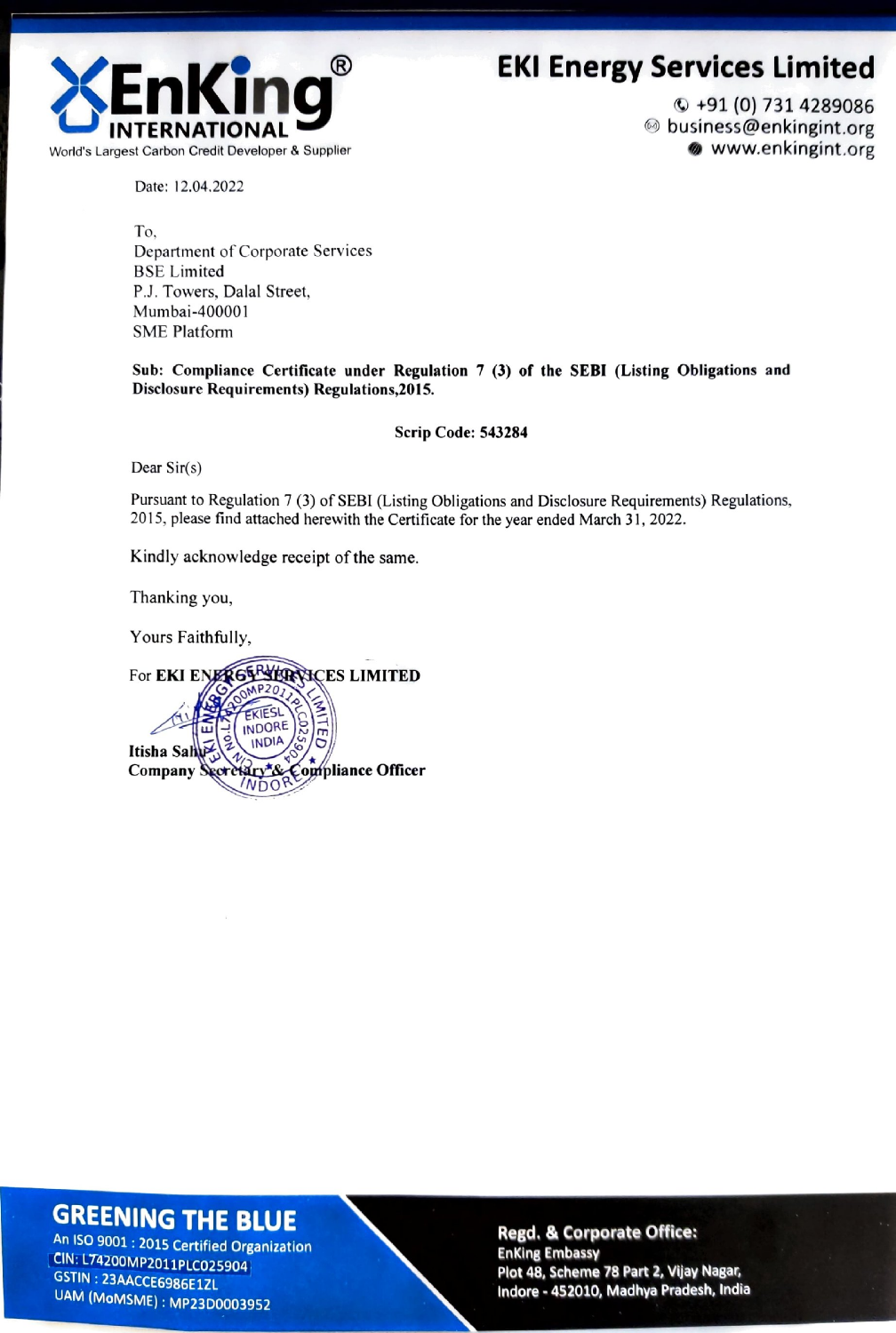# EKI Energy Services Limited

EnKing INTERNATIONAL®
World's Largest Carbon Credit Developer & Supplier

+91 (0) 731 4289086
business@enkingint.org
www.enkingint.org

Date: 12.04.2022

To,
Department of Corporate Services
BSE Limited
P.J. Towers, Dalal Street,
Mumbai-400001
SME Platform

**Sub: Compliance Certificate under Regulation 7 (3) of the SEBI (Listing Obligations and Disclosure Requirements) Regulations,2015.**

**Scrip Code: 543284**

Dear Sir(s)

Pursuant to Regulation 7 (3) of SEBI (Listing Obligations and Disclosure Requirements) Regulations, 2015, please find attached herewith the Certificate for the year ended March 31, 2022.

Kindly acknowledge receipt of the same.

Thanking you,

Yours Faithfully,

For **EKI ENERGY SERVICES LIMITED**

**Itisha Sahu**
**Company Secretary & Compliance Officer**

**GREENING THE BLUE**
An ISO 9001 : 2015 Certified Organization
CIN: L74200MP2011PLC025904
GSTIN : 23AACCE6986E1ZL
UAM (MoMSME) : MP23D0003952

**Regd. & Corporate Office:**
EnKing Embassy
Plot 48, Scheme 78 Part 2, Vijay Nagar,
Indore - 452010, Madhya Pradesh, India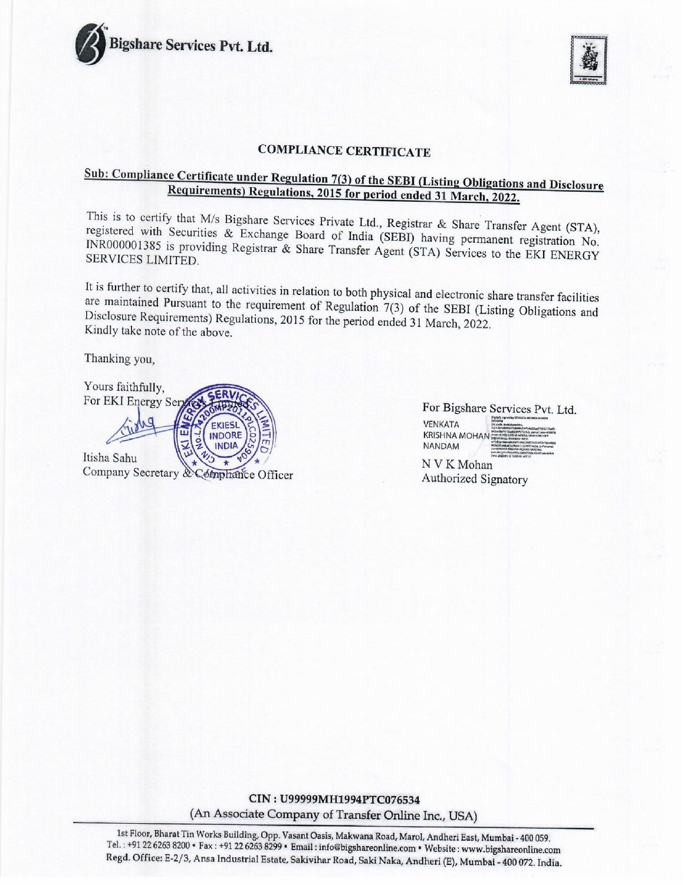**Bigshare Services Pvt. Ltd.**

## COMPLIANCE CERTIFICATE

**Sub: Compliance Certificate under Regulation 7(3) of the SEBI (Listing Obligations and Disclosure Requirements) Regulations, 2015 for period ended 31 March, 2022.**

This is to certify that M/s Bigshare Services Private Ltd., Registrar & Share Transfer Agent (STA), registered with Securities & Exchange Board of India (SEBI) having permanent registration No. INR000001385 is providing Registrar & Share Transfer Agent (STA) Services to the EKI ENERGY SERVICES LIMITED.

It is further to certify that, all activities in relation to both physical and electronic share transfer facilities are maintained Pursuant to the requirement of Regulation 7(3) of the SEBI (Listing Obligations and Disclosure Requirements) Regulations, 2015 for the period ended 31 March, 2022.
Kindly take note of the above.

Thanking you,

Yours faithfully,
For EKI Energy Services Limited

Itisha Sahu
Company Secretary & Compliance Officer

For Bigshare Services Pvt. Ltd.

VENKATA KRISHNA MOHAN NANDAM

N V K Mohan
Authorized Signatory

**CIN : U99999MH1994PTC076534**
(An Associate Company of Transfer Online Inc., USA)

1st Floor, Bharat Tin Works Building, Opp. Vasant Oasis, Makwana Road, Marol, Andheri East, Mumbai - 400 059.
Tel. : +91 22 6263 8200 • Fax : +91 22 6263 8299 • Email : info@bigshareonline.com • Website : www.bigshareonline.com
Regd. Office: E-2/3, Ansa Industrial Estate, Sakivihar Road, Saki Naka, Andheri (E), Mumbai - 400 072. India.